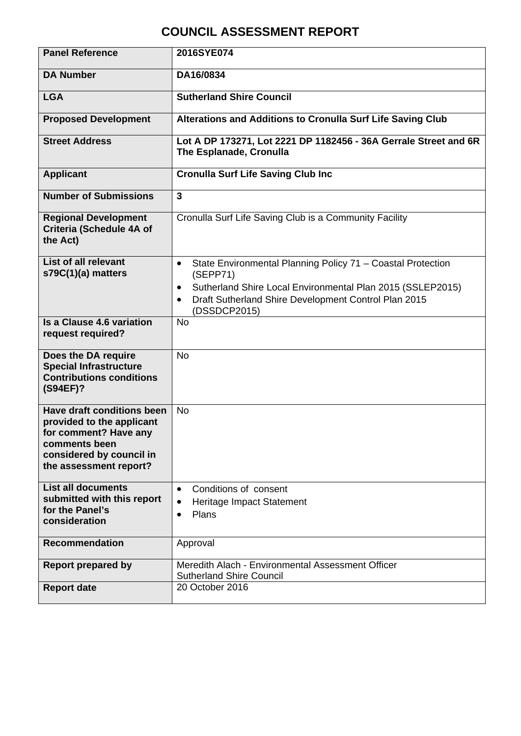# COUNCIL ASSESSMENT REPORT

| | |
|---|---|
| **Panel Reference** | **2016SYE074** |
| **DA Number** | **DA16/0834** |
| **LGA** | **Sutherland Shire Council** |
| **Proposed Development** | **Alterations and Additions to Cronulla Surf Life Saving Club** |
| **Street Address** | **Lot A DP 173271, Lot 2221 DP 1182456 - 36A Gerrale Street and 6R The Esplanade, Cronulla** |
| **Applicant** | **Cronulla Surf Life Saving Club Inc** |
| **Number of Submissions** | **3** |
| **Regional Development Criteria (Schedule 4A of the Act)** | Cronulla Surf Life Saving Club is a Community Facility |
| **List of all relevant s79C(1)(a) matters** | • State Environmental Planning Policy 71 – Coastal Protection (SEPP71)<br>• Sutherland Shire Local Environmental Plan 2015 (SSLEP2015)<br>• Draft Sutherland Shire Development Control Plan 2015 (DSSDCP2015) |
| **Is a Clause 4.6 variation request required?** | No |
| **Does the DA require Special Infrastructure Contributions conditions (S94EF)?** | No |
| **Have draft conditions been provided to the applicant for comment? Have any comments been considered by council in the assessment report?** | No |
| **List all documents submitted with this report for the Panel's consideration** | • Conditions of consent<br>• Heritage Impact Statement<br>• Plans |
| **Recommendation** | Approval |
| **Report prepared by** | Meredith Alach - Environmental Assessment Officer<br>Sutherland Shire Council |
| **Report date** | 20 October 2016 |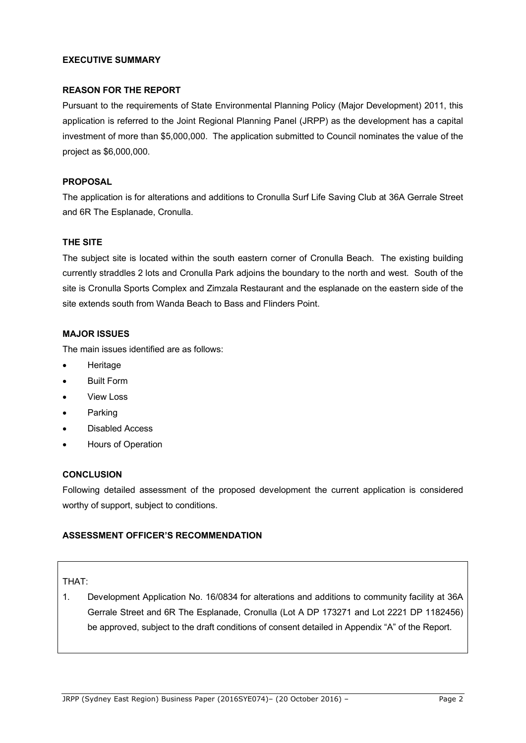## EXECUTIVE SUMMARY

### REASON FOR THE REPORT

Pursuant to the requirements of State Environmental Planning Policy (Major Development) 2011, this application is referred to the Joint Regional Planning Panel (JRPP) as the development has a capital investment of more than $5,000,000. The application submitted to Council nominates the value of the project as $6,000,000.

### PROPOSAL

The application is for alterations and additions to Cronulla Surf Life Saving Club at 36A Gerrale Street and 6R The Esplanade, Cronulla.

### THE SITE

The subject site is located within the south eastern corner of Cronulla Beach. The existing building currently straddles 2 lots and Cronulla Park adjoins the boundary to the north and west. South of the site is Cronulla Sports Complex and Zimzala Restaurant and the esplanade on the eastern side of the site extends south from Wanda Beach to Bass and Flinders Point.

### MAJOR ISSUES

The main issues identified are as follows:

- Heritage
- Built Form
- View Loss
- Parking
- Disabled Access
- Hours of Operation

### CONCLUSION

Following detailed assessment of the proposed development the current application is considered worthy of support, subject to conditions.

### ASSESSMENT OFFICER'S RECOMMENDATION

THAT:

1. Development Application No. 16/0834 for alterations and additions to community facility at 36A Gerrale Street and 6R The Esplanade, Cronulla (Lot A DP 173271 and Lot 2221 DP 1182456) be approved, subject to the draft conditions of consent detailed in Appendix "A" of the Report.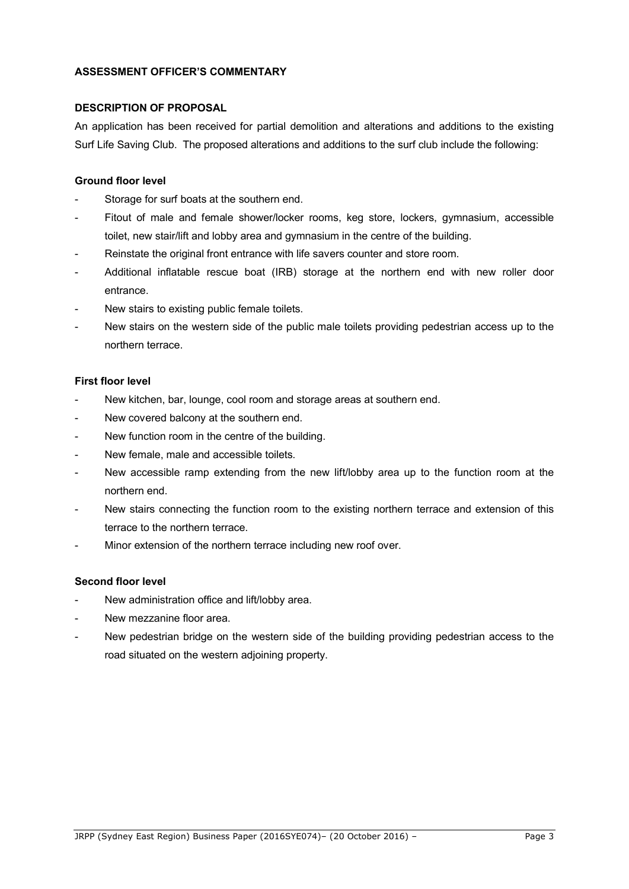## ASSESSMENT OFFICER'S COMMENTARY

### DESCRIPTION OF PROPOSAL

An application has been received for partial demolition and alterations and additions to the existing Surf Life Saving Club. The proposed alterations and additions to the surf club include the following:

#### Ground floor level

- Storage for surf boats at the southern end.
- Fitout of male and female shower/locker rooms, keg store, lockers, gymnasium, accessible toilet, new stair/lift and lobby area and gymnasium in the centre of the building.
- Reinstate the original front entrance with life savers counter and store room.
- Additional inflatable rescue boat (IRB) storage at the northern end with new roller door entrance.
- New stairs to existing public female toilets.
- New stairs on the western side of the public male toilets providing pedestrian access up to the northern terrace.

#### First floor level

- New kitchen, bar, lounge, cool room and storage areas at southern end.
- New covered balcony at the southern end.
- New function room in the centre of the building.
- New female, male and accessible toilets.
- New accessible ramp extending from the new lift/lobby area up to the function room at the northern end.
- New stairs connecting the function room to the existing northern terrace and extension of this terrace to the northern terrace.
- Minor extension of the northern terrace including new roof over.

#### Second floor level

- New administration office and lift/lobby area.
- New mezzanine floor area.
- New pedestrian bridge on the western side of the building providing pedestrian access to the road situated on the western adjoining property.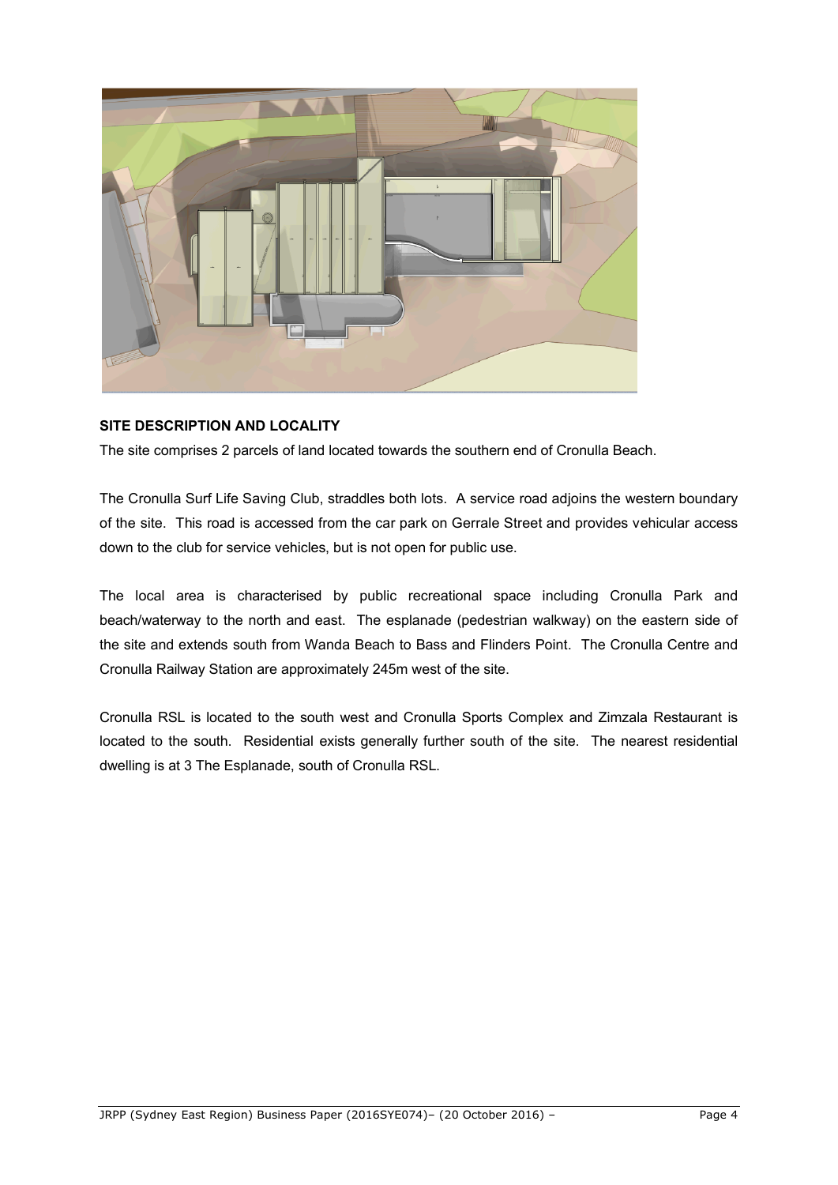**SITE DESCRIPTION AND LOCALITY**

The site comprises 2 parcels of land located towards the southern end of Cronulla Beach.

The Cronulla Surf Life Saving Club, straddles both lots. A service road adjoins the western boundary of the site. This road is accessed from the car park on Gerrale Street and provides vehicular access down to the club for service vehicles, but is not open for public use.

The local area is characterised by public recreational space including Cronulla Park and beach/waterway to the north and east. The esplanade (pedestrian walkway) on the eastern side of the site and extends south from Wanda Beach to Bass and Flinders Point. The Cronulla Centre and Cronulla Railway Station are approximately 245m west of the site.

Cronulla RSL is located to the south west and Cronulla Sports Complex and Zimzala Restaurant is located to the south. Residential exists generally further south of the site. The nearest residential dwelling is at 3 The Esplanade, south of Cronulla RSL.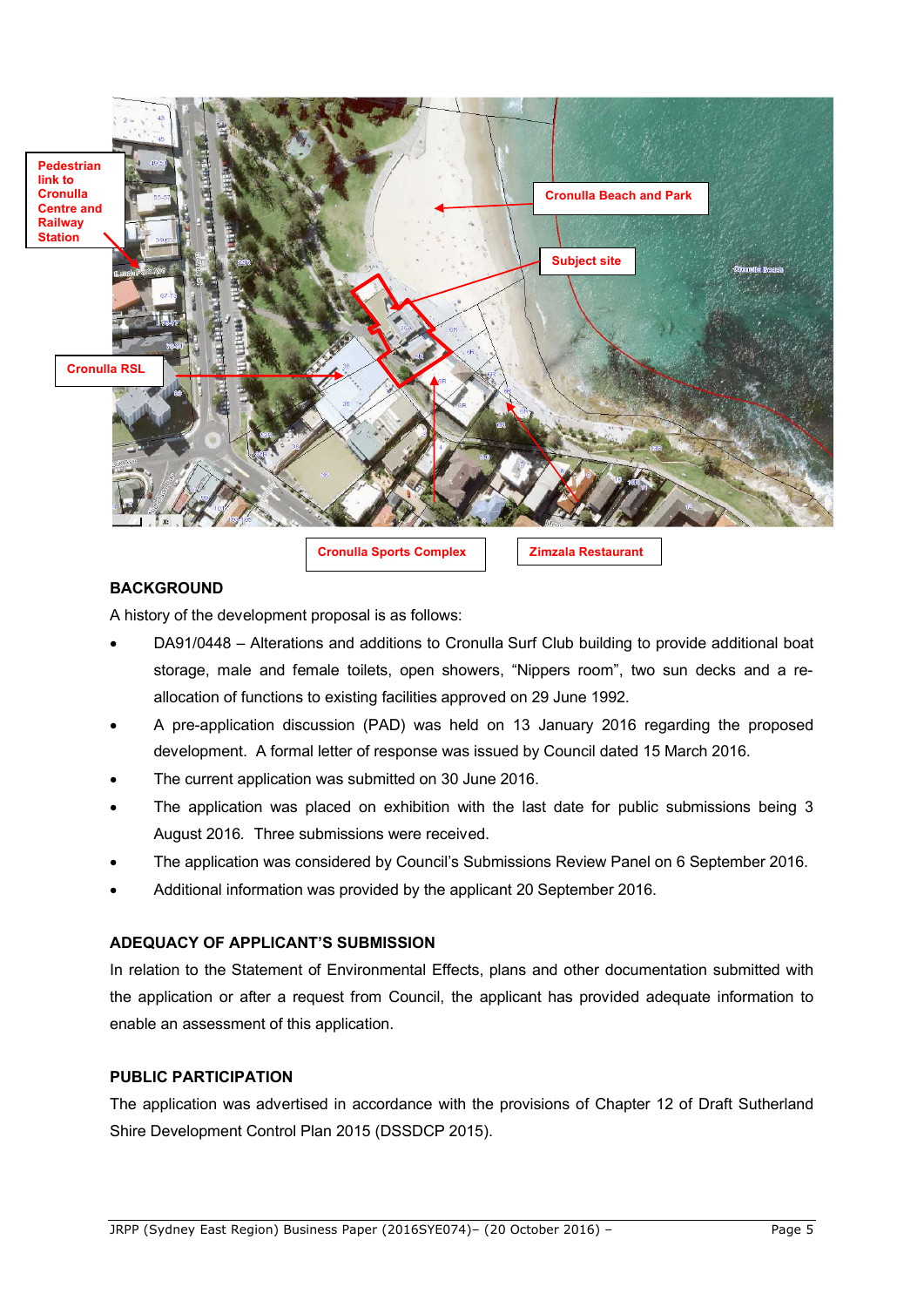## BACKGROUND

A history of the development proposal is as follows:

- DA91/0448 – Alterations and additions to Cronulla Surf Club building to provide additional boat storage, male and female toilets, open showers, "Nippers room", two sun decks and a re-allocation of functions to existing facilities approved on 29 June 1992.
- A pre-application discussion (PAD) was held on 13 January 2016 regarding the proposed development. A formal letter of response was issued by Council dated 15 March 2016.
- The current application was submitted on 30 June 2016.
- The application was placed on exhibition with the last date for public submissions being 3 August 2016. Three submissions were received.
- The application was considered by Council's Submissions Review Panel on 6 September 2016.
- Additional information was provided by the applicant 20 September 2016.

## ADEQUACY OF APPLICANT'S SUBMISSION

In relation to the Statement of Environmental Effects, plans and other documentation submitted with the application or after a request from Council, the applicant has provided adequate information to enable an assessment of this application.

## PUBLIC PARTICIPATION

The application was advertised in accordance with the provisions of Chapter 12 of Draft Sutherland Shire Development Control Plan 2015 (DSSDCP 2015).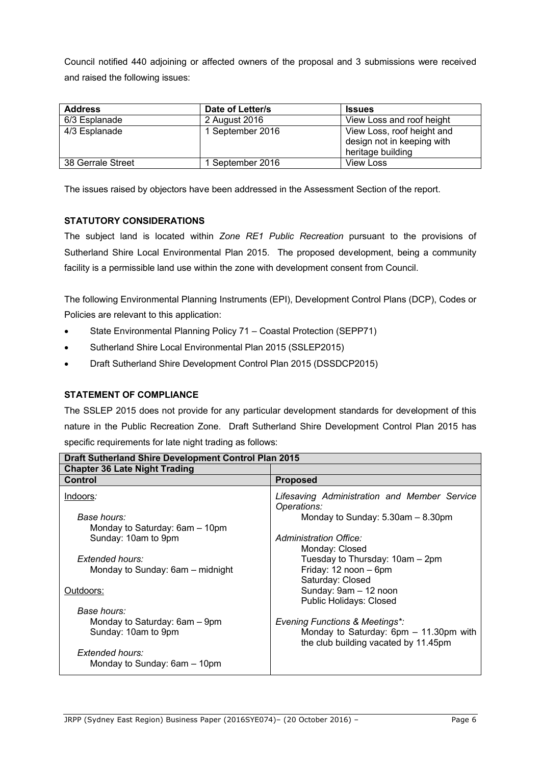Council notified 440 adjoining or affected owners of the proposal and 3 submissions were received and raised the following issues:

| Address | Date of Letter/s | Issues |
|---|---|---|
| 6/3 Esplanade | 2 August 2016 | View Loss and roof height |
| 4/3 Esplanade | 1 September 2016 | View Loss, roof height and design not in keeping with heritage building |
| 38 Gerrale Street | 1 September 2016 | View Loss |

The issues raised by objectors have been addressed in the Assessment Section of the report.

**STATUTORY CONSIDERATIONS**

The subject land is located within *Zone RE1 Public Recreation* pursuant to the provisions of Sutherland Shire Local Environmental Plan 2015. The proposed development, being a community facility is a permissible land use within the zone with development consent from Council.

The following Environmental Planning Instruments (EPI), Development Control Plans (DCP), Codes or Policies are relevant to this application:

- State Environmental Planning Policy 71 – Coastal Protection (SEPP71)
- Sutherland Shire Local Environmental Plan 2015 (SSLEP2015)
- Draft Sutherland Shire Development Control Plan 2015 (DSSDCP2015)

**STATEMENT OF COMPLIANCE**

The SSLEP 2015 does not provide for any particular development standards for development of this nature in the Public Recreation Zone. Draft Sutherland Shire Development Control Plan 2015 has specific requirements for late night trading as follows:

| **Draft Sutherland Shire Development Control Plan 2015** | |
|---|---|
| **Chapter 36 Late Night Trading** | |
| **Control** | **Proposed** |
| Indoors:<br><br>*Base hours:*<br>Monday to Saturday: 6am – 10pm<br>Sunday: 10am to 9pm<br><br>*Extended hours:*<br>Monday to Sunday: 6am – midnight<br><br>Outdoors:<br><br>*Base hours:*<br>Monday to Saturday: 6am – 9pm<br>Sunday: 10am to 9pm<br><br>*Extended hours:*<br>Monday to Sunday: 6am – 10pm | *Lifesaving Administration and Member Service Operations:*<br>Monday to Sunday: 5.30am – 8.30pm<br><br>*Administration Office:*<br>Monday: Closed<br>Tuesday to Thursday: 10am – 2pm<br>Friday: 12 noon – 6pm<br>Saturday: Closed<br>Sunday: 9am – 12 noon<br>Public Holidays: Closed<br><br>*Evening Functions & Meetings*:*<br>Monday to Saturday: 6pm – 11.30pm with the club building vacated by 11.45pm |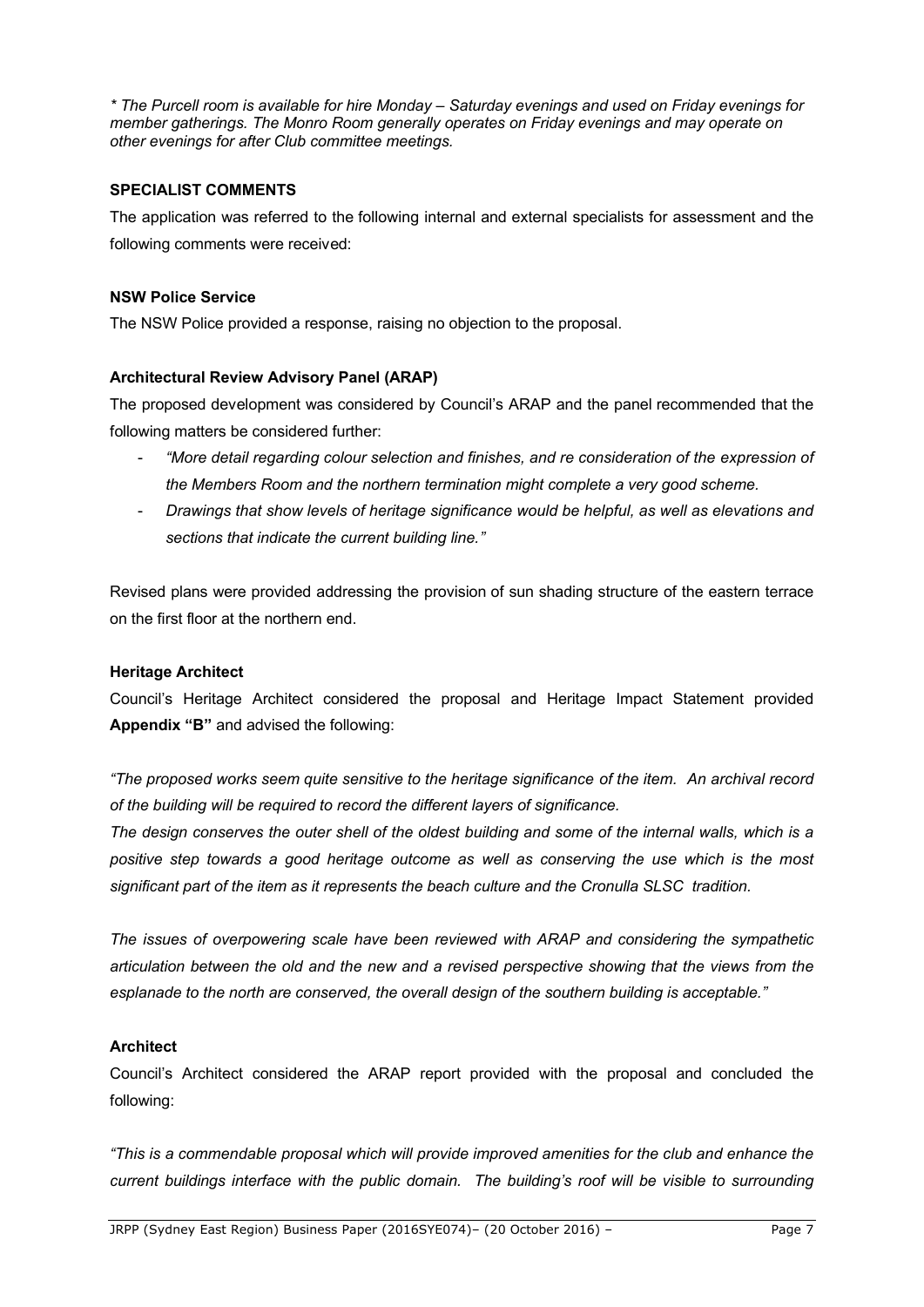*\* The Purcell room is available for hire Monday – Saturday evenings and used on Friday evenings for member gatherings. The Monro Room generally operates on Friday evenings and may operate on other evenings for after Club committee meetings.*

### SPECIALIST COMMENTS

The application was referred to the following internal and external specialists for assessment and the following comments were received:

#### NSW Police Service

The NSW Police provided a response, raising no objection to the proposal.

#### Architectural Review Advisory Panel (ARAP)

The proposed development was considered by Council's ARAP and the panel recommended that the following matters be considered further:

- *"More detail regarding colour selection and finishes, and re consideration of the expression of the Members Room and the northern termination might complete a very good scheme.*
- *Drawings that show levels of heritage significance would be helpful, as well as elevations and sections that indicate the current building line."*

Revised plans were provided addressing the provision of sun shading structure of the eastern terrace on the first floor at the northern end.

#### Heritage Architect

Council's Heritage Architect considered the proposal and Heritage Impact Statement provided **Appendix "B"** and advised the following:

*"The proposed works seem quite sensitive to the heritage significance of the item. An archival record of the building will be required to record the different layers of significance.*

*The design conserves the outer shell of the oldest building and some of the internal walls, which is a positive step towards a good heritage outcome as well as conserving the use which is the most significant part of the item as it represents the beach culture and the Cronulla SLSC tradition.*

*The issues of overpowering scale have been reviewed with ARAP and considering the sympathetic articulation between the old and the new and a revised perspective showing that the views from the esplanade to the north are conserved, the overall design of the southern building is acceptable."*

#### Architect

Council's Architect considered the ARAP report provided with the proposal and concluded the following:

*"This is a commendable proposal which will provide improved amenities for the club and enhance the current buildings interface with the public domain. The building's roof will be visible to surrounding*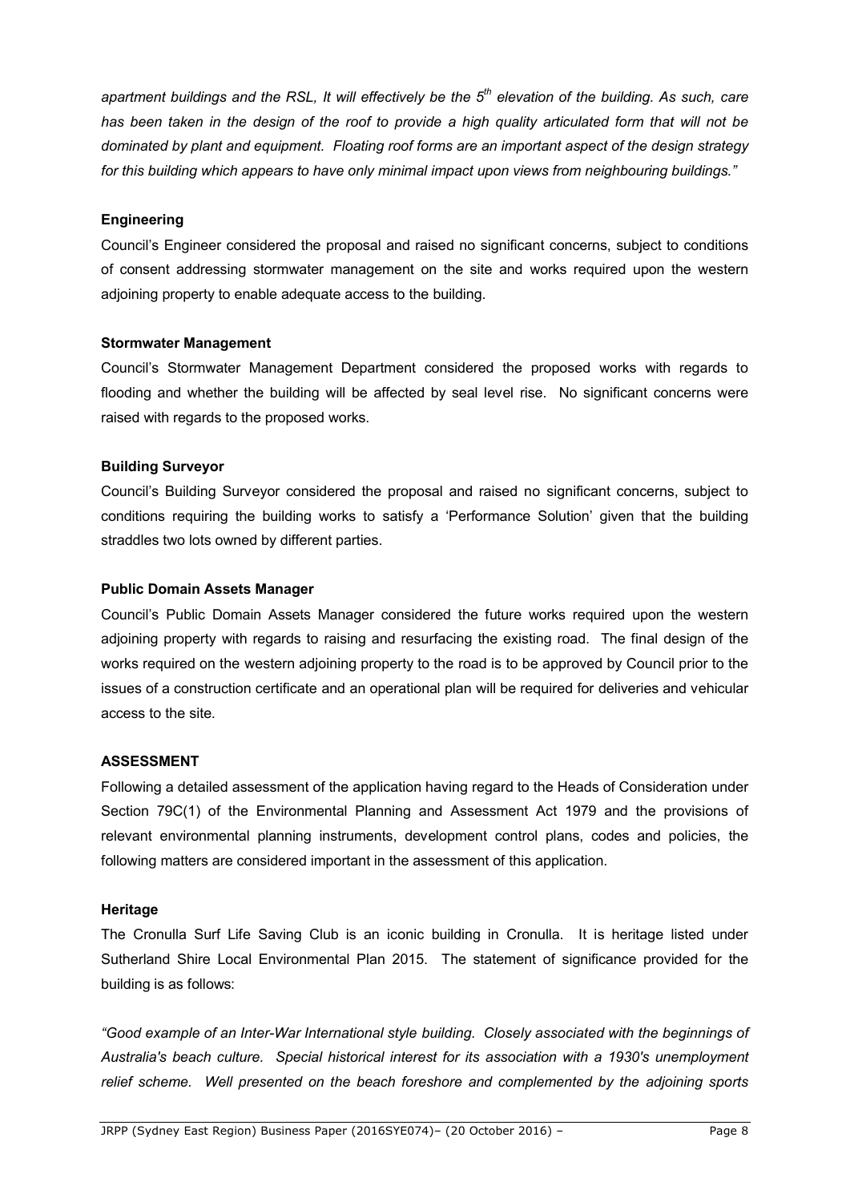*apartment buildings and the RSL, It will effectively be the 5th elevation of the building. As such, care has been taken in the design of the roof to provide a high quality articulated form that will not be dominated by plant and equipment. Floating roof forms are an important aspect of the design strategy for this building which appears to have only minimal impact upon views from neighbouring buildings."*

**Engineering**

Council's Engineer considered the proposal and raised no significant concerns, subject to conditions of consent addressing stormwater management on the site and works required upon the western adjoining property to enable adequate access to the building.

**Stormwater Management**

Council's Stormwater Management Department considered the proposed works with regards to flooding and whether the building will be affected by seal level rise. No significant concerns were raised with regards to the proposed works.

**Building Surveyor**

Council's Building Surveyor considered the proposal and raised no significant concerns, subject to conditions requiring the building works to satisfy a 'Performance Solution' given that the building straddles two lots owned by different parties.

**Public Domain Assets Manager**

Council's Public Domain Assets Manager considered the future works required upon the western adjoining property with regards to raising and resurfacing the existing road. The final design of the works required on the western adjoining property to the road is to be approved by Council prior to the issues of a construction certificate and an operational plan will be required for deliveries and vehicular access to the site.

**ASSESSMENT**

Following a detailed assessment of the application having regard to the Heads of Consideration under Section 79C(1) of the Environmental Planning and Assessment Act 1979 and the provisions of relevant environmental planning instruments, development control plans, codes and policies, the following matters are considered important in the assessment of this application.

**Heritage**

The Cronulla Surf Life Saving Club is an iconic building in Cronulla. It is heritage listed under Sutherland Shire Local Environmental Plan 2015. The statement of significance provided for the building is as follows:

*"Good example of an Inter-War International style building. Closely associated with the beginnings of Australia's beach culture. Special historical interest for its association with a 1930's unemployment relief scheme. Well presented on the beach foreshore and complemented by the adjoining sports*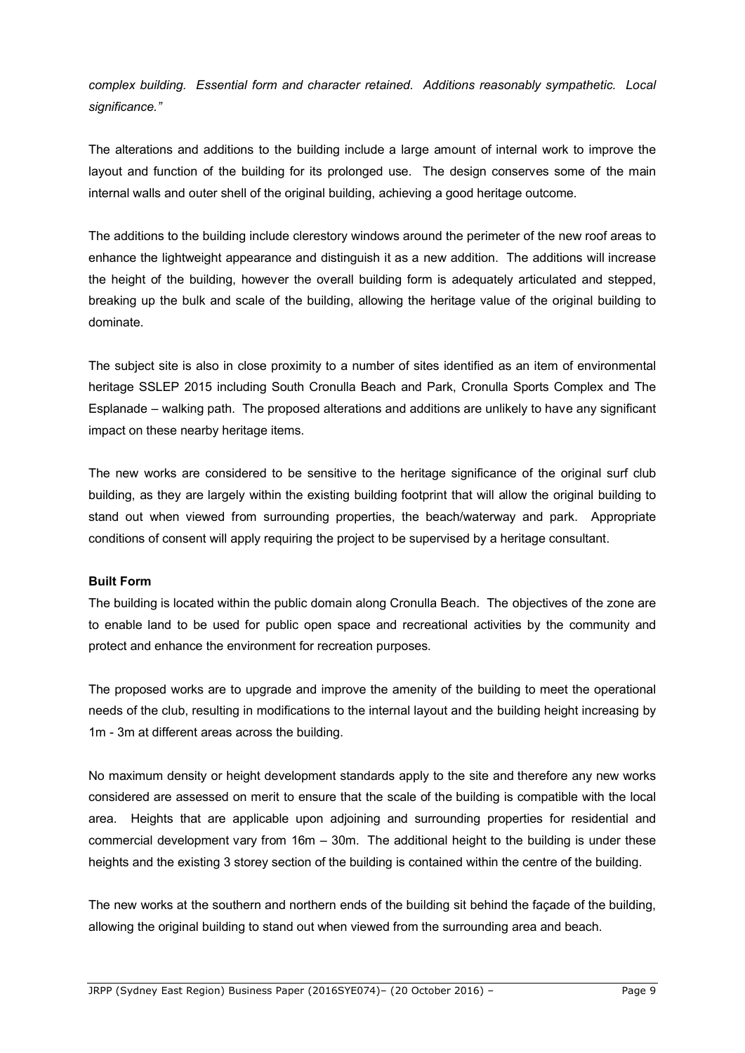*complex building. Essential form and character retained. Additions reasonably sympathetic. Local significance."*

The alterations and additions to the building include a large amount of internal work to improve the layout and function of the building for its prolonged use. The design conserves some of the main internal walls and outer shell of the original building, achieving a good heritage outcome.

The additions to the building include clerestory windows around the perimeter of the new roof areas to enhance the lightweight appearance and distinguish it as a new addition. The additions will increase the height of the building, however the overall building form is adequately articulated and stepped, breaking up the bulk and scale of the building, allowing the heritage value of the original building to dominate.

The subject site is also in close proximity to a number of sites identified as an item of environmental heritage SSLEP 2015 including South Cronulla Beach and Park, Cronulla Sports Complex and The Esplanade – walking path. The proposed alterations and additions are unlikely to have any significant impact on these nearby heritage items.

The new works are considered to be sensitive to the heritage significance of the original surf club building, as they are largely within the existing building footprint that will allow the original building to stand out when viewed from surrounding properties, the beach/waterway and park. Appropriate conditions of consent will apply requiring the project to be supervised by a heritage consultant.

**Built Form**

The building is located within the public domain along Cronulla Beach. The objectives of the zone are to enable land to be used for public open space and recreational activities by the community and protect and enhance the environment for recreation purposes.

The proposed works are to upgrade and improve the amenity of the building to meet the operational needs of the club, resulting in modifications to the internal layout and the building height increasing by 1m - 3m at different areas across the building.

No maximum density or height development standards apply to the site and therefore any new works considered are assessed on merit to ensure that the scale of the building is compatible with the local area. Heights that are applicable upon adjoining and surrounding properties for residential and commercial development vary from 16m – 30m. The additional height to the building is under these heights and the existing 3 storey section of the building is contained within the centre of the building.

The new works at the southern and northern ends of the building sit behind the façade of the building, allowing the original building to stand out when viewed from the surrounding area and beach.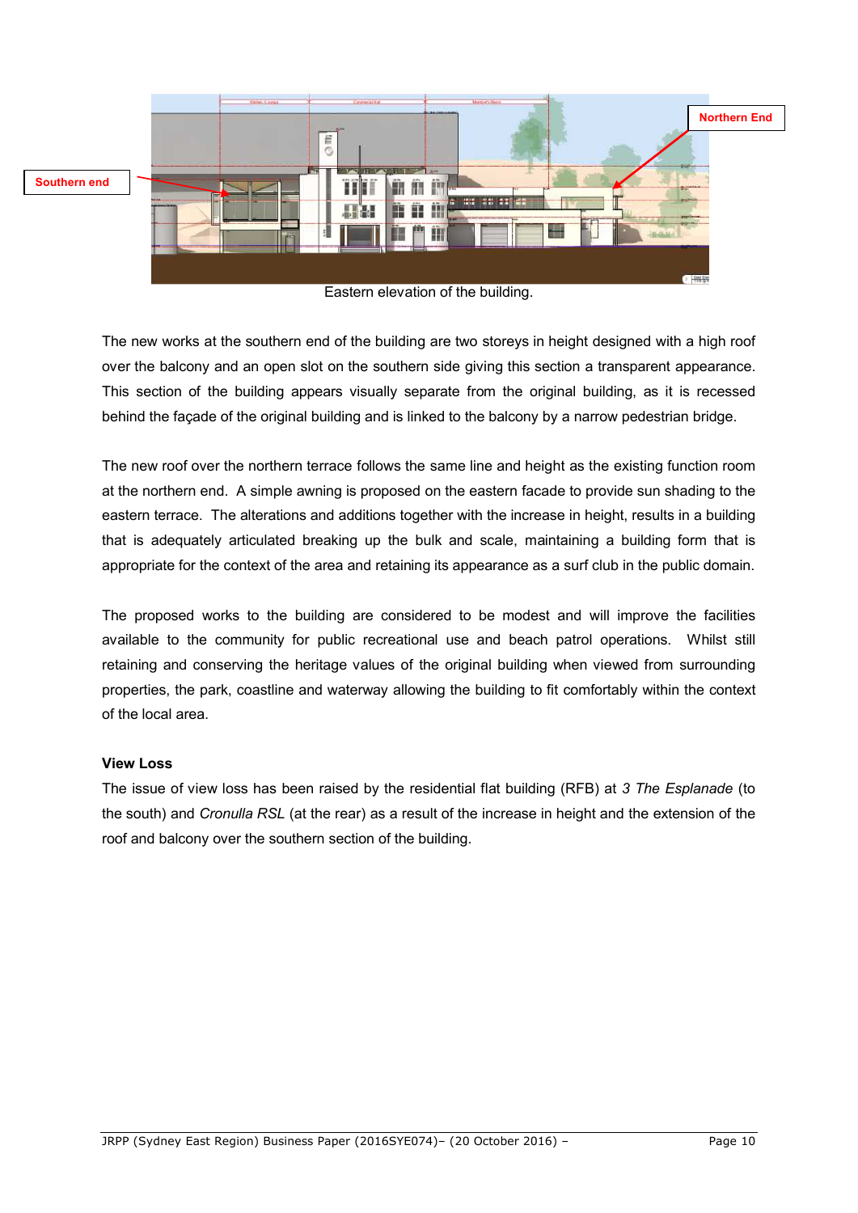Eastern elevation of the building.

The new works at the southern end of the building are two storeys in height designed with a high roof over the balcony and an open slot on the southern side giving this section a transparent appearance. This section of the building appears visually separate from the original building, as it is recessed behind the façade of the original building and is linked to the balcony by a narrow pedestrian bridge.

The new roof over the northern terrace follows the same line and height as the existing function room at the northern end. A simple awning is proposed on the eastern facade to provide sun shading to the eastern terrace. The alterations and additions together with the increase in height, results in a building that is adequately articulated breaking up the bulk and scale, maintaining a building form that is appropriate for the context of the area and retaining its appearance as a surf club in the public domain.

The proposed works to the building are considered to be modest and will improve the facilities available to the community for public recreational use and beach patrol operations. Whilst still retaining and conserving the heritage values of the original building when viewed from surrounding properties, the park, coastline and waterway allowing the building to fit comfortably within the context of the local area.

**View Loss**

The issue of view loss has been raised by the residential flat building (RFB) at *3 The Esplanade* (to the south) and *Cronulla RSL* (at the rear) as a result of the increase in height and the extension of the roof and balcony over the southern section of the building.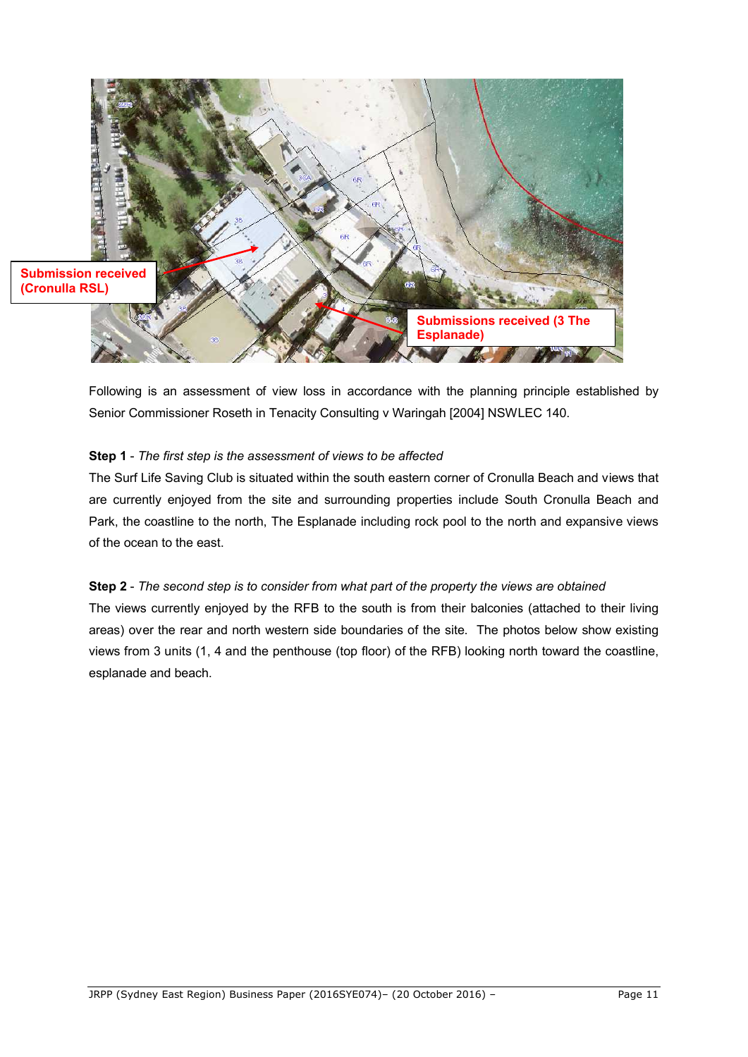Following is an assessment of view loss in accordance with the planning principle established by Senior Commissioner Roseth in Tenacity Consulting v Waringah [2004] NSWLEC 140.

**Step 1** - *The first step is the assessment of views to be affected*

The Surf Life Saving Club is situated within the south eastern corner of Cronulla Beach and views that are currently enjoyed from the site and surrounding properties include South Cronulla Beach and Park, the coastline to the north, The Esplanade including rock pool to the north and expansive views of the ocean to the east.

**Step 2** - *The second step is to consider from what part of the property the views are obtained*

The views currently enjoyed by the RFB to the south is from their balconies (attached to their living areas) over the rear and north western side boundaries of the site. The photos below show existing views from 3 units (1, 4 and the penthouse (top floor) of the RFB) looking north toward the coastline, esplanade and beach.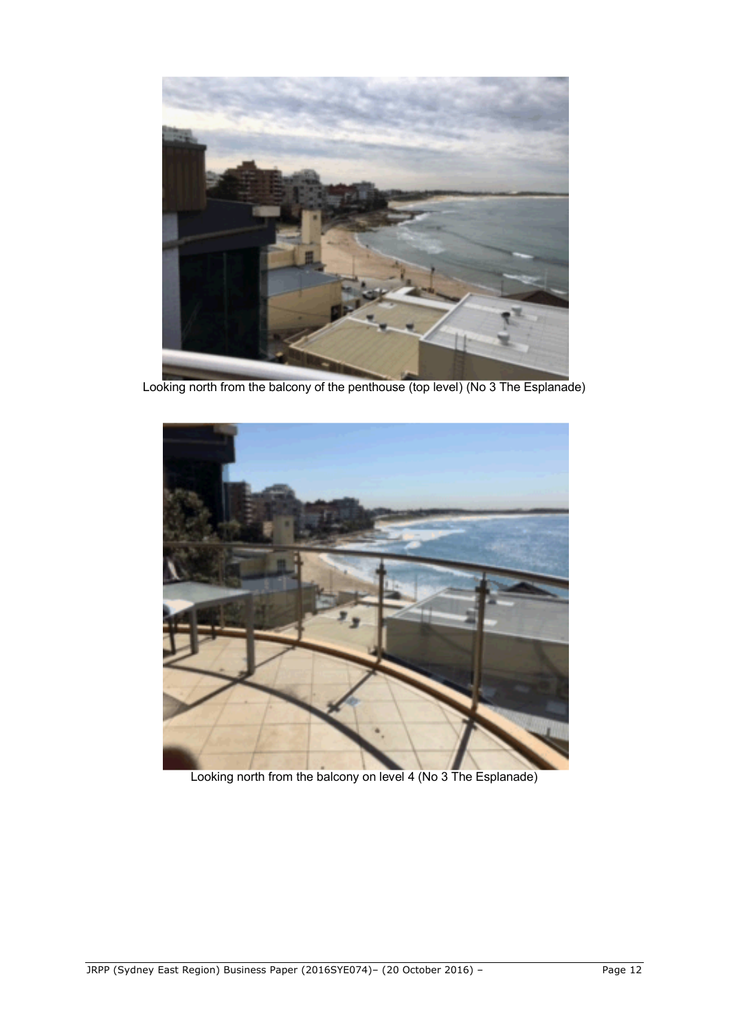Looking north from the balcony of the penthouse (top level) (No 3 The Esplanade)

Looking north from the balcony on level 4 (No 3 The Esplanade)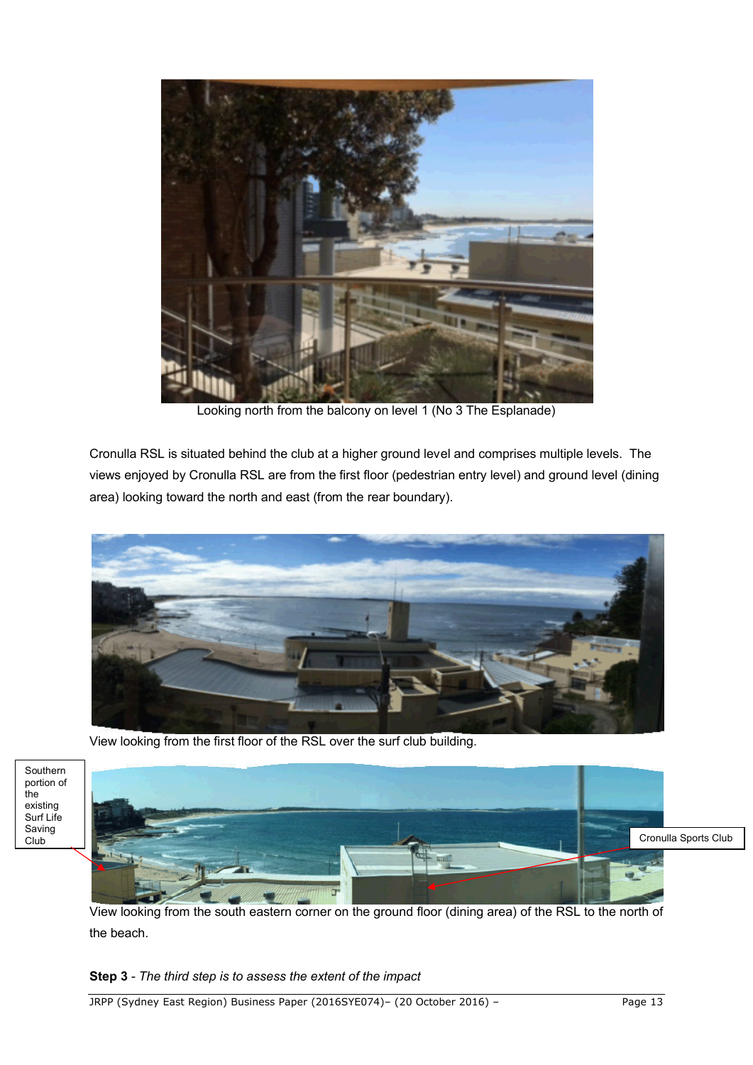Looking north from the balcony on level 1 (No 3 The Esplanade)

Cronulla RSL is situated behind the club at a higher ground level and comprises multiple levels. The views enjoyed by Cronulla RSL are from the first floor (pedestrian entry level) and ground level (dining area) looking toward the north and east (from the rear boundary).

View looking from the first floor of the RSL over the surf club building.

Southern portion of the existing Surf Life Saving Club

Cronulla Sports Club

View looking from the south eastern corner on the ground floor (dining area) of the RSL to the north of the beach.

**Step 3** - *The third step is to assess the extent of the impact*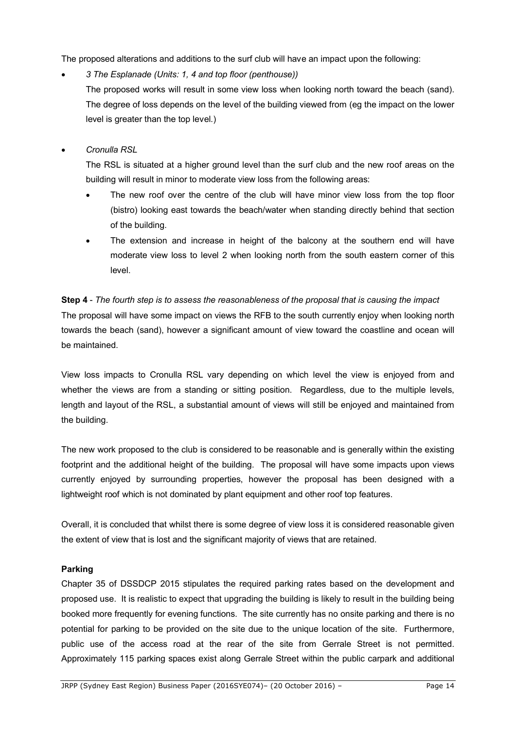The proposed alterations and additions to the surf club will have an impact upon the following:

- *3 The Esplanade (Units: 1, 4 and top floor (penthouse))*

  The proposed works will result in some view loss when looking north toward the beach (sand). The degree of loss depends on the level of the building viewed from (eg the impact on the lower level is greater than the top level.)

- *Cronulla RSL*

  The RSL is situated at a higher ground level than the surf club and the new roof areas on the building will result in minor to moderate view loss from the following areas:

  - The new roof over the centre of the club will have minor view loss from the top floor (bistro) looking east towards the beach/water when standing directly behind that section of the building.
  - The extension and increase in height of the balcony at the southern end will have moderate view loss to level 2 when looking north from the south eastern corner of this level.

**Step 4** - *The fourth step is to assess the reasonableness of the proposal that is causing the impact*
The proposal will have some impact on views the RFB to the south currently enjoy when looking north towards the beach (sand), however a significant amount of view toward the coastline and ocean will be maintained.

View loss impacts to Cronulla RSL vary depending on which level the view is enjoyed from and whether the views are from a standing or sitting position. Regardless, due to the multiple levels, length and layout of the RSL, a substantial amount of views will still be enjoyed and maintained from the building.

The new work proposed to the club is considered to be reasonable and is generally within the existing footprint and the additional height of the building. The proposal will have some impacts upon views currently enjoyed by surrounding properties, however the proposal has been designed with a lightweight roof which is not dominated by plant equipment and other roof top features.

Overall, it is concluded that whilst there is some degree of view loss it is considered reasonable given the extent of view that is lost and the significant majority of views that are retained.

**Parking**

Chapter 35 of DSSDCP 2015 stipulates the required parking rates based on the development and proposed use. It is realistic to expect that upgrading the building is likely to result in the building being booked more frequently for evening functions. The site currently has no onsite parking and there is no potential for parking to be provided on the site due to the unique location of the site. Furthermore, public use of the access road at the rear of the site from Gerrale Street is not permitted. Approximately 115 parking spaces exist along Gerrale Street within the public carpark and additional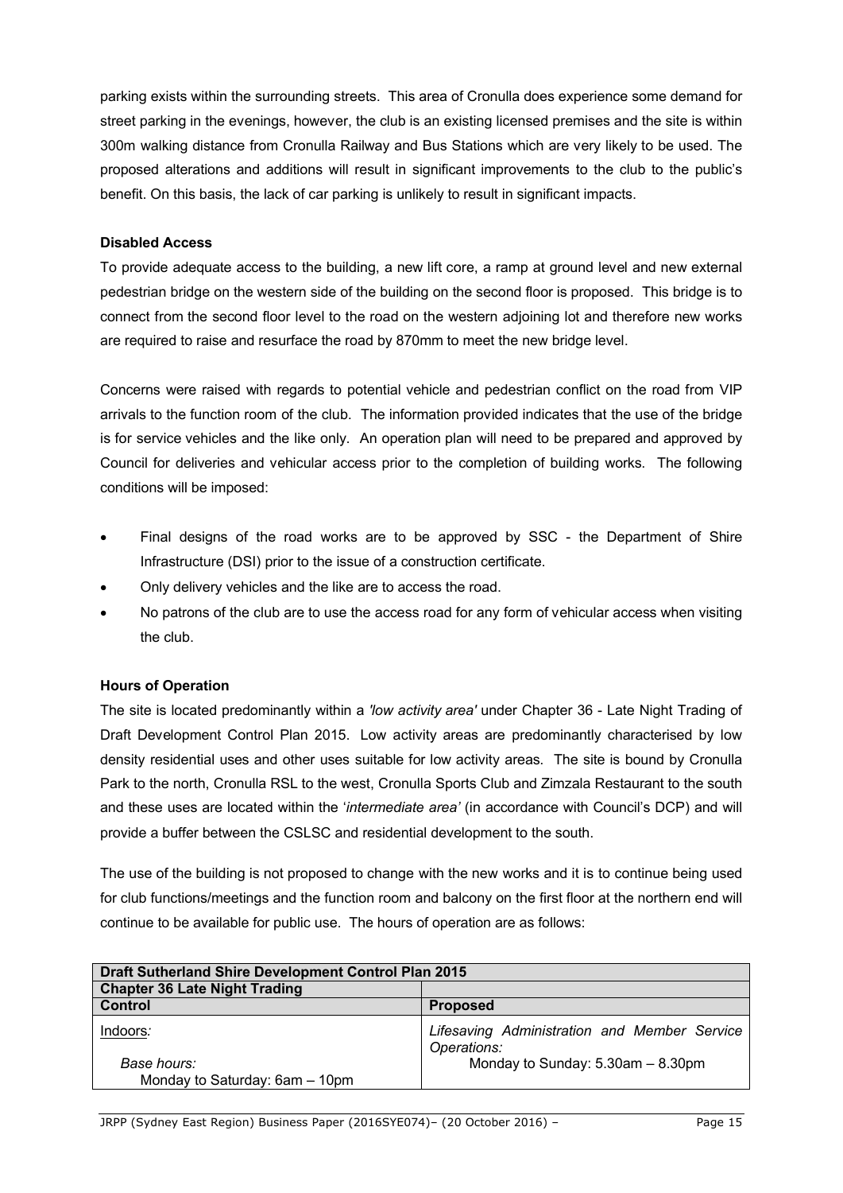parking exists within the surrounding streets. This area of Cronulla does experience some demand for street parking in the evenings, however, the club is an existing licensed premises and the site is within 300m walking distance from Cronulla Railway and Bus Stations which are very likely to be used. The proposed alterations and additions will result in significant improvements to the club to the public's benefit. On this basis, the lack of car parking is unlikely to result in significant impacts.

**Disabled Access**

To provide adequate access to the building, a new lift core, a ramp at ground level and new external pedestrian bridge on the western side of the building on the second floor is proposed. This bridge is to connect from the second floor level to the road on the western adjoining lot and therefore new works are required to raise and resurface the road by 870mm to meet the new bridge level.

Concerns were raised with regards to potential vehicle and pedestrian conflict on the road from VIP arrivals to the function room of the club. The information provided indicates that the use of the bridge is for service vehicles and the like only. An operation plan will need to be prepared and approved by Council for deliveries and vehicular access prior to the completion of building works. The following conditions will be imposed:

- Final designs of the road works are to be approved by SSC - the Department of Shire Infrastructure (DSI) prior to the issue of a construction certificate.
- Only delivery vehicles and the like are to access the road.
- No patrons of the club are to use the access road for any form of vehicular access when visiting the club.

**Hours of Operation**

The site is located predominantly within a *'low activity area'* under Chapter 36 - Late Night Trading of Draft Development Control Plan 2015. Low activity areas are predominantly characterised by low density residential uses and other uses suitable for low activity areas. The site is bound by Cronulla Park to the north, Cronulla RSL to the west, Cronulla Sports Club and Zimzala Restaurant to the south and these uses are located within the '*intermediate area'* (in accordance with Council's DCP) and will provide a buffer between the CSLSC and residential development to the south.

The use of the building is not proposed to change with the new works and it is to continue being used for club functions/meetings and the function room and balcony on the first floor at the northern end will continue to be available for public use. The hours of operation are as follows:

| **Draft Sutherland Shire Development Control Plan 2015** | |
|---|---|
| **Chapter 36 Late Night Trading** | |
| **Control** | **Proposed** |
| Indoors:<br><br>*Base hours:*<br>Monday to Saturday: 6am – 10pm | *Lifesaving Administration and Member Service Operations:*<br>Monday to Sunday: 5.30am – 8.30pm |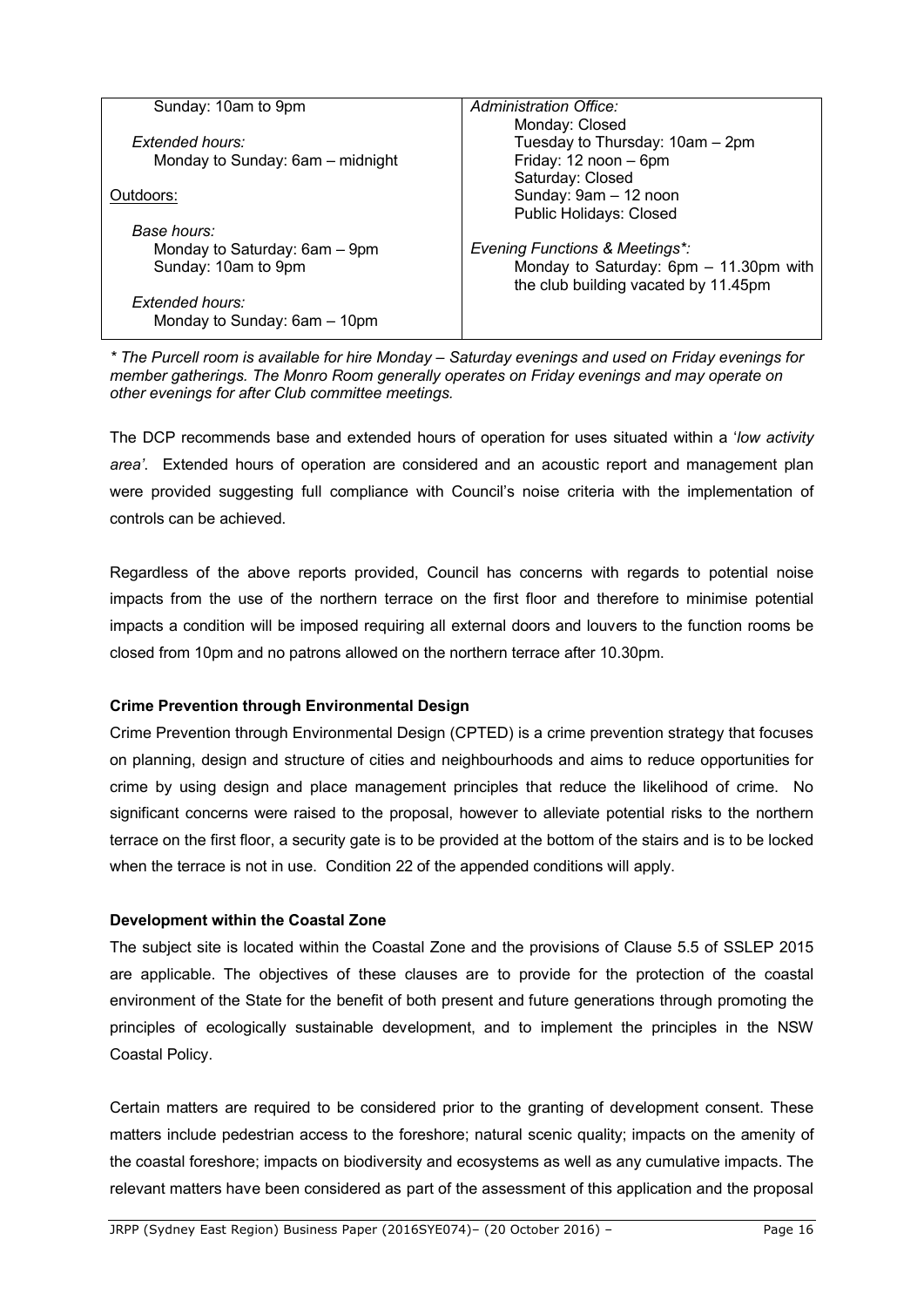| | |
|---|---|
| Sunday: 10am to 9pm<br><br>*Extended hours:*<br>Monday to Sunday: 6am – midnight<br><br>Outdoors:<br><br>*Base hours:*<br>Monday to Saturday: 6am – 9pm<br>Sunday: 10am to 9pm<br><br>*Extended hours:*<br>Monday to Sunday: 6am – 10pm | *Administration Office:*<br>Monday: Closed<br>Tuesday to Thursday: 10am – 2pm<br>Friday: 12 noon – 6pm<br>Saturday: Closed<br>Sunday: 9am – 12 noon<br>Public Holidays: Closed<br><br>*Evening Functions & Meetings*:*<br>Monday to Saturday: 6pm – 11.30pm with the club building vacated by 11.45pm |

*\* The Purcell room is available for hire Monday – Saturday evenings and used on Friday evenings for member gatherings. The Monro Room generally operates on Friday evenings and may operate on other evenings for after Club committee meetings.*

The DCP recommends base and extended hours of operation for uses situated within a '*low activity area'*. Extended hours of operation are considered and an acoustic report and management plan were provided suggesting full compliance with Council's noise criteria with the implementation of controls can be achieved.

Regardless of the above reports provided, Council has concerns with regards to potential noise impacts from the use of the northern terrace on the first floor and therefore to minimise potential impacts a condition will be imposed requiring all external doors and louvers to the function rooms be closed from 10pm and no patrons allowed on the northern terrace after 10.30pm.

**Crime Prevention through Environmental Design**

Crime Prevention through Environmental Design (CPTED) is a crime prevention strategy that focuses on planning, design and structure of cities and neighbourhoods and aims to reduce opportunities for crime by using design and place management principles that reduce the likelihood of crime. No significant concerns were raised to the proposal, however to alleviate potential risks to the northern terrace on the first floor, a security gate is to be provided at the bottom of the stairs and is to be locked when the terrace is not in use. Condition 22 of the appended conditions will apply.

**Development within the Coastal Zone**

The subject site is located within the Coastal Zone and the provisions of Clause 5.5 of SSLEP 2015 are applicable. The objectives of these clauses are to provide for the protection of the coastal environment of the State for the benefit of both present and future generations through promoting the principles of ecologically sustainable development, and to implement the principles in the NSW Coastal Policy.

Certain matters are required to be considered prior to the granting of development consent. These matters include pedestrian access to the foreshore; natural scenic quality; impacts on the amenity of the coastal foreshore; impacts on biodiversity and ecosystems as well as any cumulative impacts. The relevant matters have been considered as part of the assessment of this application and the proposal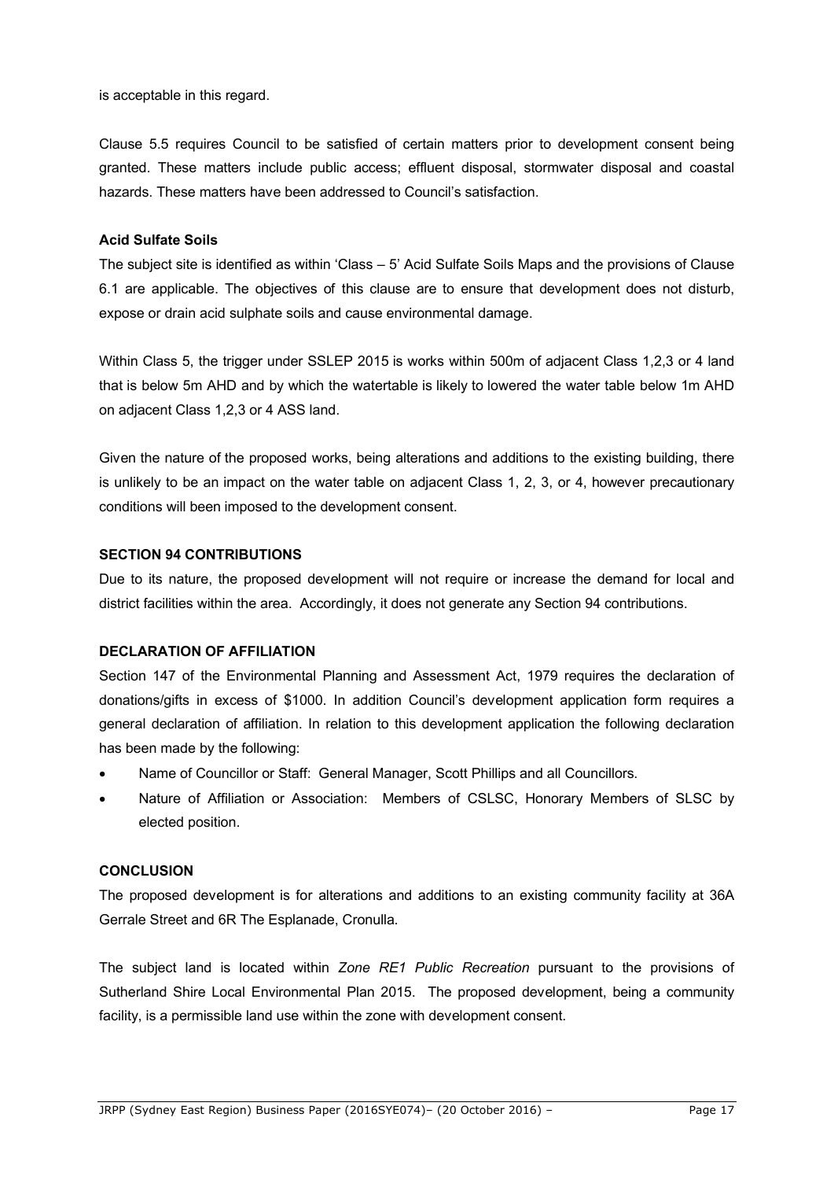is acceptable in this regard.

Clause 5.5 requires Council to be satisfied of certain matters prior to development consent being granted. These matters include public access; effluent disposal, stormwater disposal and coastal hazards. These matters have been addressed to Council's satisfaction.

**Acid Sulfate Soils**

The subject site is identified as within 'Class – 5' Acid Sulfate Soils Maps and the provisions of Clause 6.1 are applicable. The objectives of this clause are to ensure that development does not disturb, expose or drain acid sulphate soils and cause environmental damage.

Within Class 5, the trigger under SSLEP 2015 is works within 500m of adjacent Class 1,2,3 or 4 land that is below 5m AHD and by which the watertable is likely to lowered the water table below 1m AHD on adjacent Class 1,2,3 or 4 ASS land.

Given the nature of the proposed works, being alterations and additions to the existing building, there is unlikely to be an impact on the water table on adjacent Class 1, 2, 3, or 4, however precautionary conditions will been imposed to the development consent.

**SECTION 94 CONTRIBUTIONS**

Due to its nature, the proposed development will not require or increase the demand for local and district facilities within the area. Accordingly, it does not generate any Section 94 contributions.

**DECLARATION OF AFFILIATION**

Section 147 of the Environmental Planning and Assessment Act, 1979 requires the declaration of donations/gifts in excess of $1000. In addition Council's development application form requires a general declaration of affiliation. In relation to this development application the following declaration has been made by the following:

- Name of Councillor or Staff: General Manager, Scott Phillips and all Councillors.
- Nature of Affiliation or Association: Members of CSLSC, Honorary Members of SLSC by elected position.

**CONCLUSION**

The proposed development is for alterations and additions to an existing community facility at 36A Gerrale Street and 6R The Esplanade, Cronulla.

The subject land is located within *Zone RE1 Public Recreation* pursuant to the provisions of Sutherland Shire Local Environmental Plan 2015. The proposed development, being a community facility, is a permissible land use within the zone with development consent.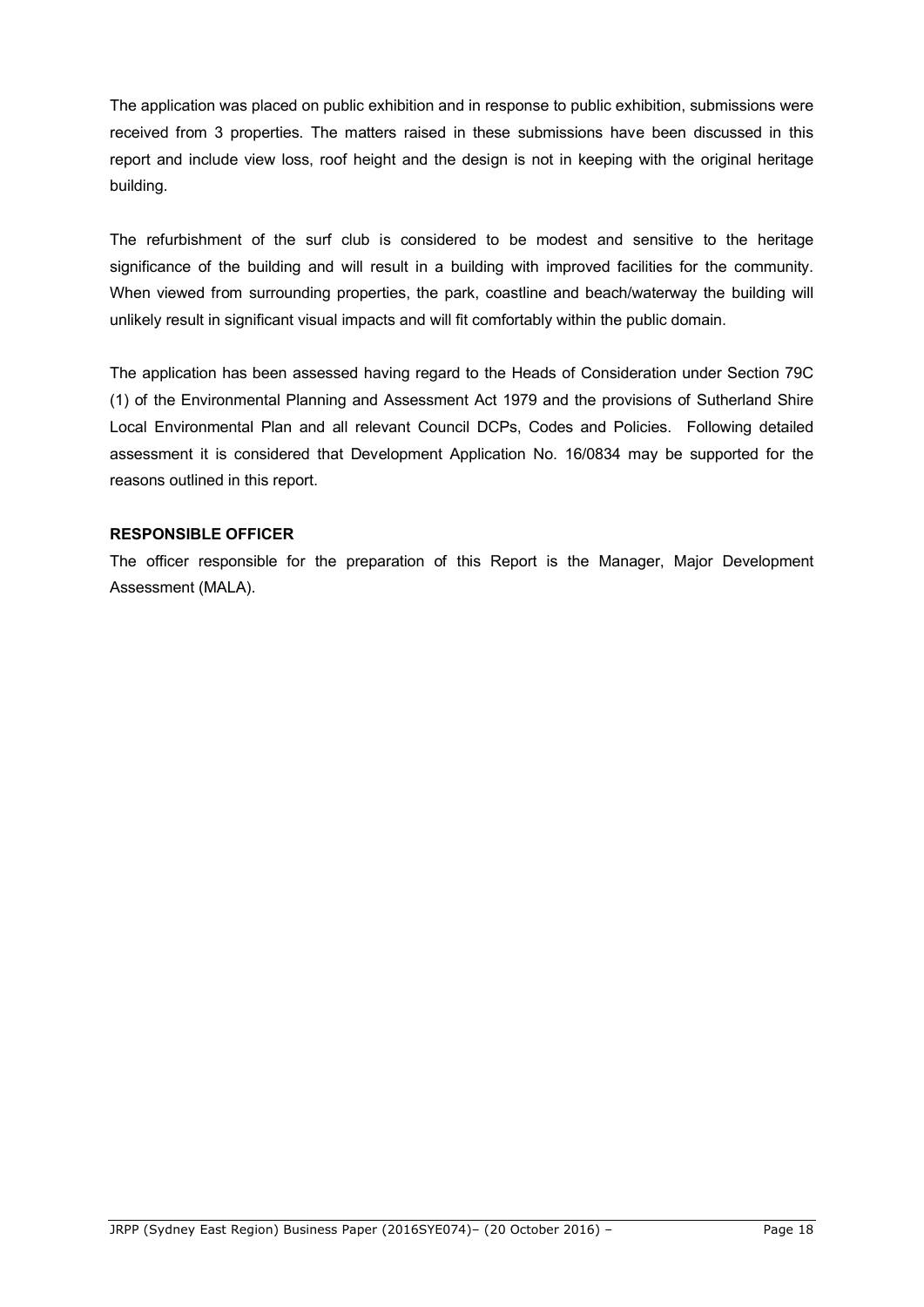The application was placed on public exhibition and in response to public exhibition, submissions were received from 3 properties. The matters raised in these submissions have been discussed in this report and include view loss, roof height and the design is not in keeping with the original heritage building.

The refurbishment of the surf club is considered to be modest and sensitive to the heritage significance of the building and will result in a building with improved facilities for the community. When viewed from surrounding properties, the park, coastline and beach/waterway the building will unlikely result in significant visual impacts and will fit comfortably within the public domain.

The application has been assessed having regard to the Heads of Consideration under Section 79C (1) of the Environmental Planning and Assessment Act 1979 and the provisions of Sutherland Shire Local Environmental Plan and all relevant Council DCPs, Codes and Policies. Following detailed assessment it is considered that Development Application No. 16/0834 may be supported for the reasons outlined in this report.

**RESPONSIBLE OFFICER**

The officer responsible for the preparation of this Report is the Manager, Major Development Assessment (MALA).